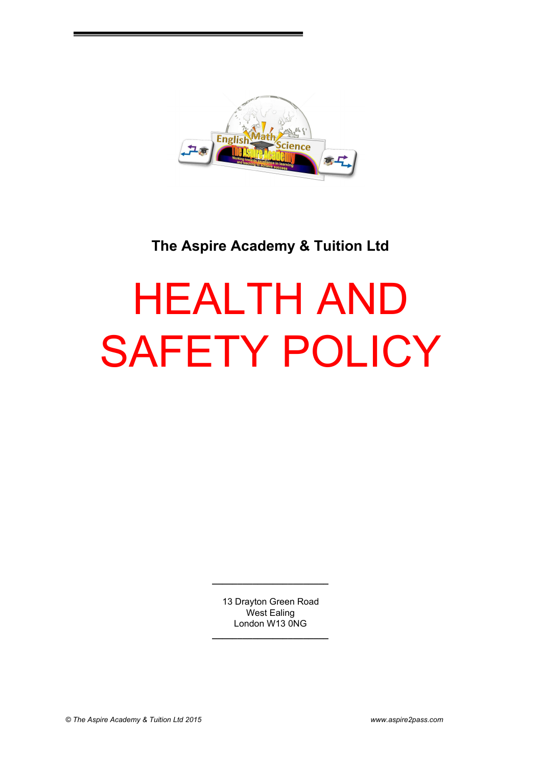**The Aspire Academy & Tuition Ltd**

# HEALTH AND SAFETY POLICY

13 Drayton Green Road
West Ealing
London W13 0NG

*© The Aspire Academy & Tuition Ltd 2015*

*www.aspire2pass.com*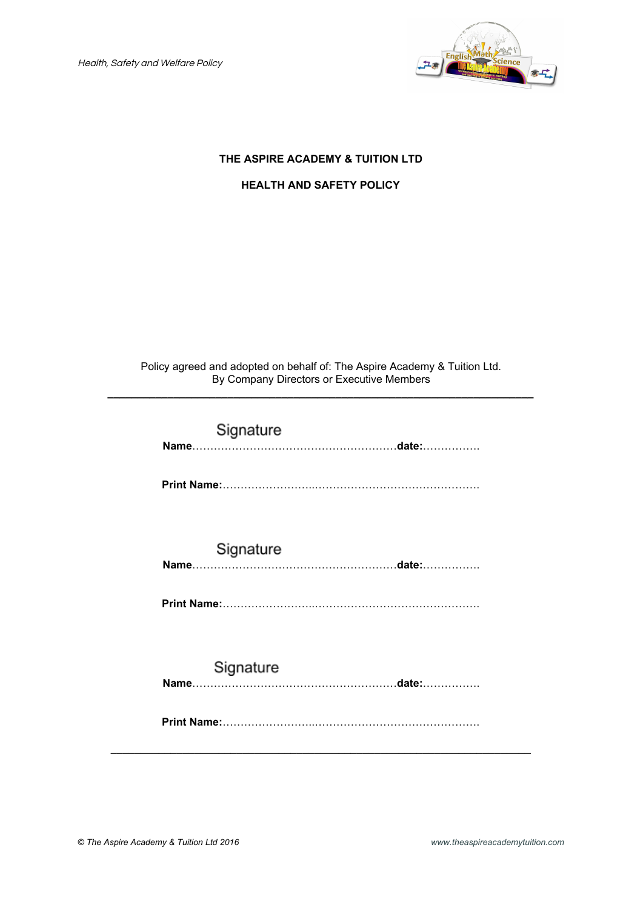**THE ASPIRE ACADEMY & TUITION LTD**

**HEALTH AND SAFETY POLICY**

Policy agreed and adopted on behalf of: The Aspire Academy & Tuition Ltd.
By Company Directors or Executive Members

---

Signature
**Name**……………………………………………….**date:**…………….

**Print Name:**…………………..……………………………………

Signature
**Name**……………………………………………….**date:**…………….

**Print Name:**…………………..……………………………………

Signature
**Name**……………………………………………….**date:**…………….

**Print Name:**…………………..……………………………………

---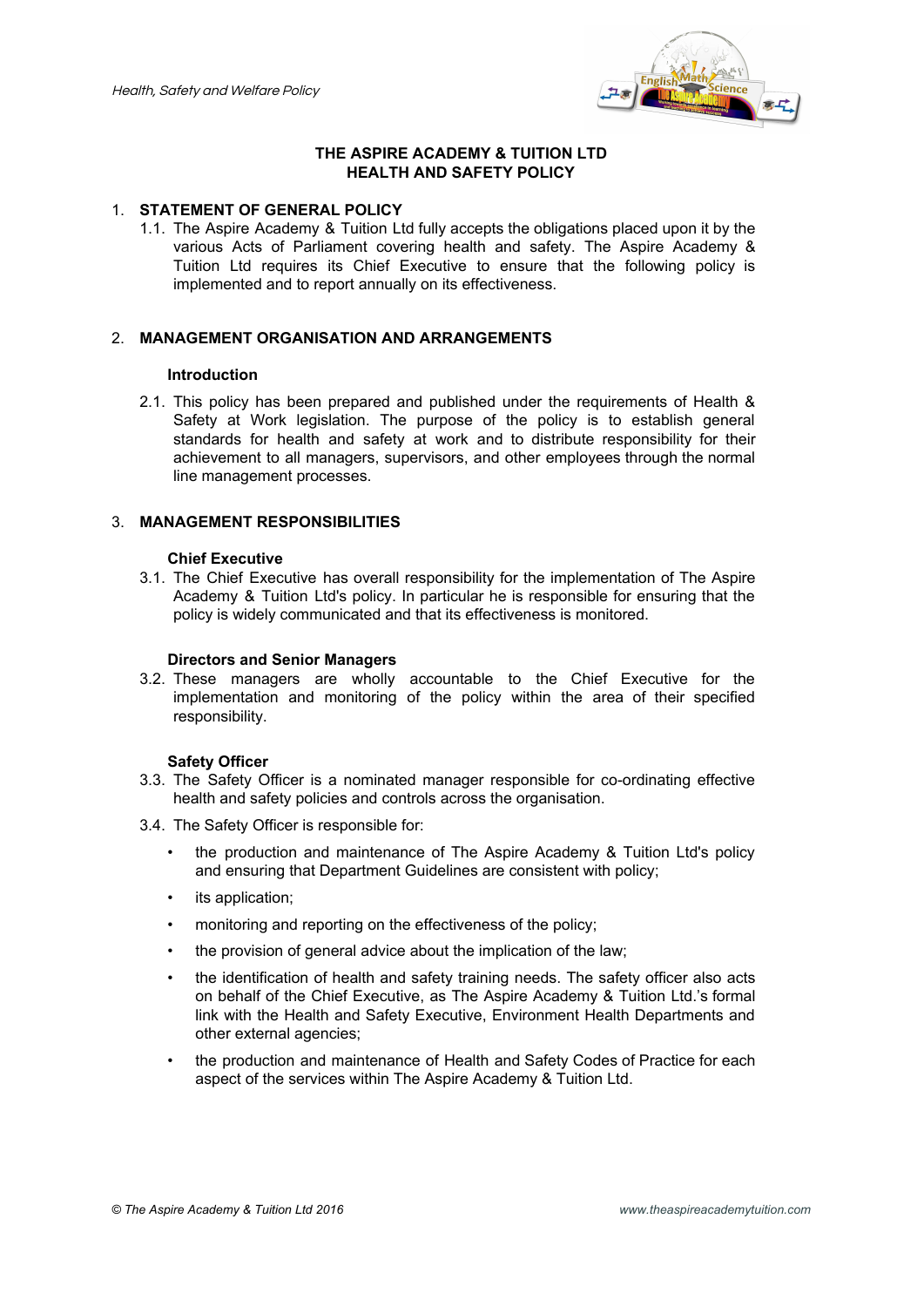# THE ASPIRE ACADEMY & TUITION LTD
# HEALTH AND SAFETY POLICY

## 1. STATEMENT OF GENERAL POLICY

1.1. The Aspire Academy & Tuition Ltd fully accepts the obligations placed upon it by the various Acts of Parliament covering health and safety. The Aspire Academy & Tuition Ltd requires its Chief Executive to ensure that the following policy is implemented and to report annually on its effectiveness.

## 2. MANAGEMENT ORGANISATION AND ARRANGEMENTS

### Introduction

2.1. This policy has been prepared and published under the requirements of Health & Safety at Work legislation. The purpose of the policy is to establish general standards for health and safety at work and to distribute responsibility for their achievement to all managers, supervisors, and other employees through the normal line management processes.

## 3. MANAGEMENT RESPONSIBILITIES

### Chief Executive

3.1. The Chief Executive has overall responsibility for the implementation of The Aspire Academy & Tuition Ltd's policy. In particular he is responsible for ensuring that the policy is widely communicated and that its effectiveness is monitored.

### Directors and Senior Managers

3.2. These managers are wholly accountable to the Chief Executive for the implementation and monitoring of the policy within the area of their specified responsibility.

### Safety Officer

3.3. The Safety Officer is a nominated manager responsible for co-ordinating effective health and safety policies and controls across the organisation.

3.4. The Safety Officer is responsible for:

- the production and maintenance of The Aspire Academy & Tuition Ltd's policy and ensuring that Department Guidelines are consistent with policy;
- its application;
- monitoring and reporting on the effectiveness of the policy;
- the provision of general advice about the implication of the law;
- the identification of health and safety training needs. The safety officer also acts on behalf of the Chief Executive, as The Aspire Academy & Tuition Ltd.'s formal link with the Health and Safety Executive, Environment Health Departments and other external agencies;
- the production and maintenance of Health and Safety Codes of Practice for each aspect of the services within The Aspire Academy & Tuition Ltd.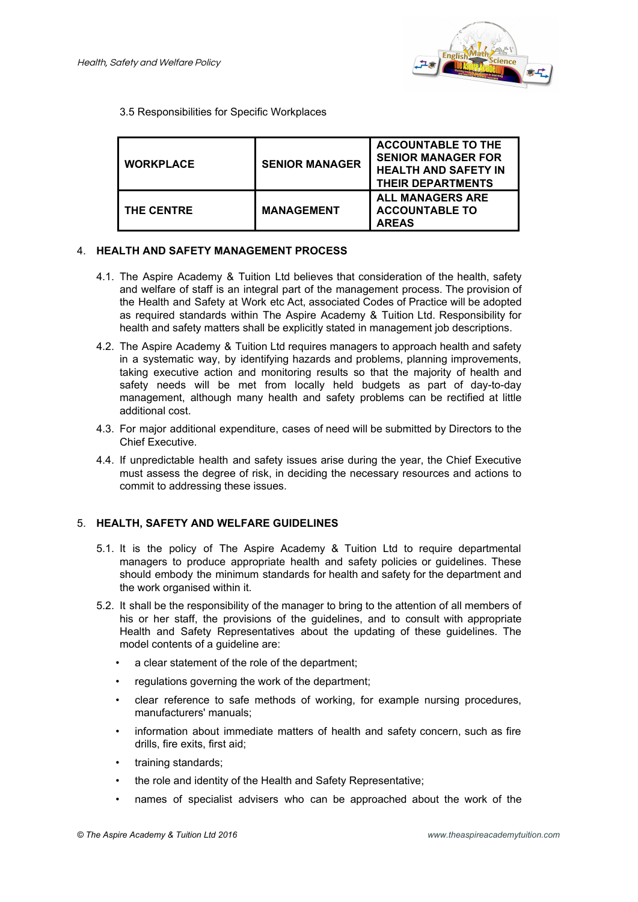3.5 Responsibilities for Specific Workplaces

| WORKPLACE | SENIOR MANAGER | ACCOUNTABLE TO THE SENIOR MANAGER FOR HEALTH AND SAFETY IN THEIR DEPARTMENTS |
|---|---|---|
| THE CENTRE | MANAGEMENT | ALL MANAGERS ARE ACCOUNTABLE TO AREAS |

## 4. HEALTH AND SAFETY MANAGEMENT PROCESS

4.1. The Aspire Academy & Tuition Ltd believes that consideration of the health, safety and welfare of staff is an integral part of the management process. The provision of the Health and Safety at Work etc Act, associated Codes of Practice will be adopted as required standards within The Aspire Academy & Tuition Ltd. Responsibility for health and safety matters shall be explicitly stated in management job descriptions.

4.2. The Aspire Academy & Tuition Ltd requires managers to approach health and safety in a systematic way, by identifying hazards and problems, planning improvements, taking executive action and monitoring results so that the majority of health and safety needs will be met from locally held budgets as part of day-to-day management, although many health and safety problems can be rectified at little additional cost.

4.3. For major additional expenditure, cases of need will be submitted by Directors to the Chief Executive.

4.4. If unpredictable health and safety issues arise during the year, the Chief Executive must assess the degree of risk, in deciding the necessary resources and actions to commit to addressing these issues.

## 5. HEALTH, SAFETY AND WELFARE GUIDELINES

5.1. It is the policy of The Aspire Academy & Tuition Ltd to require departmental managers to produce appropriate health and safety policies or guidelines. These should embody the minimum standards for health and safety for the department and the work organised within it.

5.2. It shall be the responsibility of the manager to bring to the attention of all members of his or her staff, the provisions of the guidelines, and to consult with appropriate Health and Safety Representatives about the updating of these guidelines. The model contents of a guideline are:

- a clear statement of the role of the department;
- regulations governing the work of the department;
- clear reference to safe methods of working, for example nursing procedures, manufacturers' manuals;
- information about immediate matters of health and safety concern, such as fire drills, fire exits, first aid;
- training standards;
- the role and identity of the Health and Safety Representative;
- names of specialist advisers who can be approached about the work of the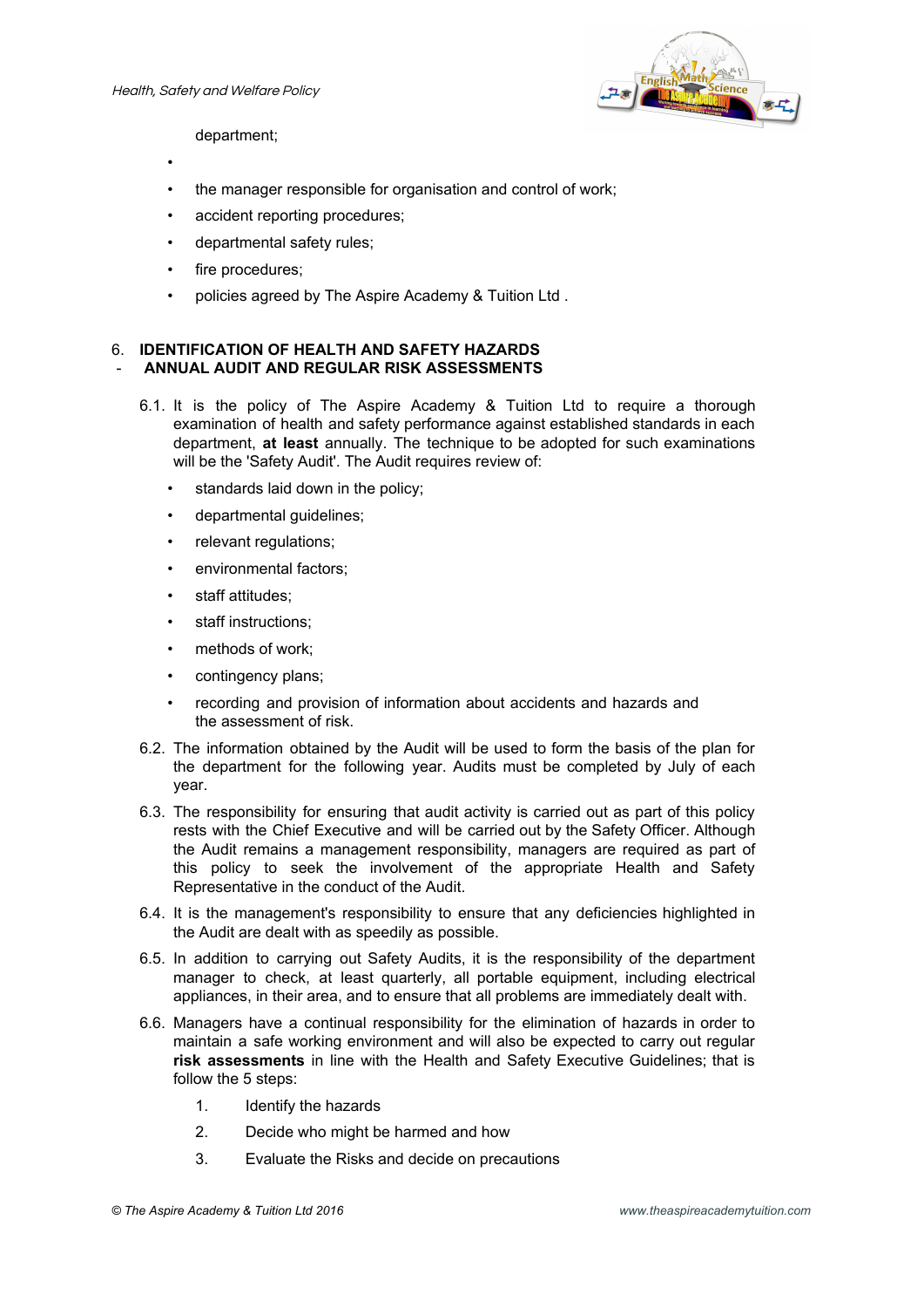department;

- 
- the manager responsible for organisation and control of work;
- accident reporting procedures;
- departmental safety rules;
- fire procedures;
- policies agreed by The Aspire Academy & Tuition Ltd .

## 6. IDENTIFICATION OF HEALTH AND SAFETY HAZARDS - ANNUAL AUDIT AND REGULAR RISK ASSESSMENTS

6.1. It is the policy of The Aspire Academy & Tuition Ltd to require a thorough examination of health and safety performance against established standards in each department, **at least** annually. The technique to be adopted for such examinations will be the 'Safety Audit'. The Audit requires review of:

- standards laid down in the policy;
- departmental guidelines;
- relevant regulations;
- environmental factors;
- staff attitudes;
- staff instructions;
- methods of work;
- contingency plans;
- recording and provision of information about accidents and hazards and the assessment of risk.

6.2. The information obtained by the Audit will be used to form the basis of the plan for the department for the following year. Audits must be completed by July of each year.

6.3. The responsibility for ensuring that audit activity is carried out as part of this policy rests with the Chief Executive and will be carried out by the Safety Officer. Although the Audit remains a management responsibility, managers are required as part of this policy to seek the involvement of the appropriate Health and Safety Representative in the conduct of the Audit.

6.4. It is the management's responsibility to ensure that any deficiencies highlighted in the Audit are dealt with as speedily as possible.

6.5. In addition to carrying out Safety Audits, it is the responsibility of the department manager to check, at least quarterly, all portable equipment, including electrical appliances, in their area, and to ensure that all problems are immediately dealt with.

6.6. Managers have a continual responsibility for the elimination of hazards in order to maintain a safe working environment and will also be expected to carry out regular **risk assessments** in line with the Health and Safety Executive Guidelines; that is follow the 5 steps:

1. Identify the hazards
2. Decide who might be harmed and how
3. Evaluate the Risks and decide on precautions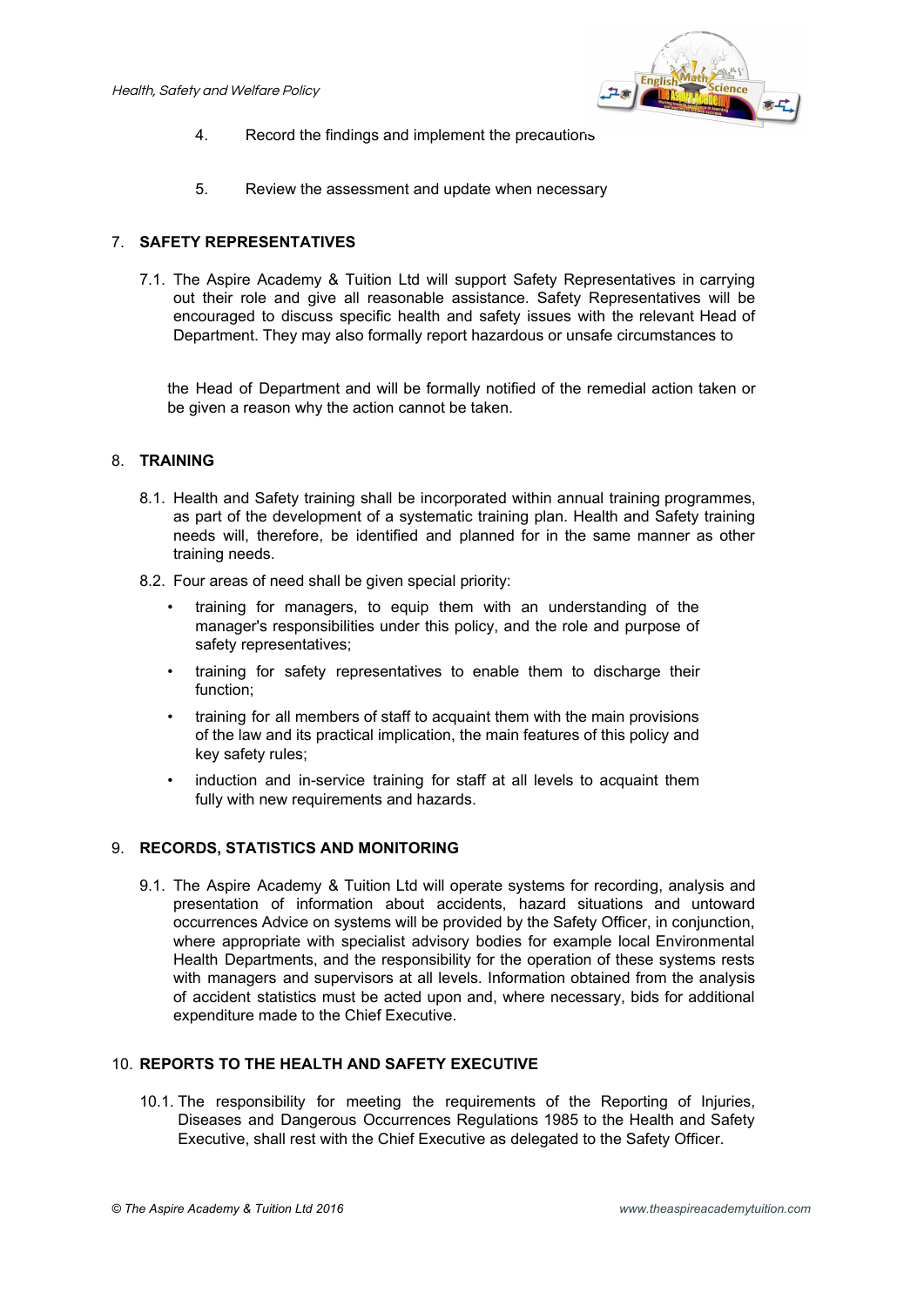4. Record the findings and implement the precautions

5. Review the assessment and update when necessary

## 7. SAFETY REPRESENTATIVES

7.1. The Aspire Academy & Tuition Ltd will support Safety Representatives in carrying out their role and give all reasonable assistance. Safety Representatives will be encouraged to discuss specific health and safety issues with the relevant Head of Department. They may also formally report hazardous or unsafe circumstances to

the Head of Department and will be formally notified of the remedial action taken or be given a reason why the action cannot be taken.

## 8. TRAINING

8.1. Health and Safety training shall be incorporated within annual training programmes, as part of the development of a systematic training plan. Health and Safety training needs will, therefore, be identified and planned for in the same manner as other training needs.

8.2. Four areas of need shall be given special priority:

- training for managers, to equip them with an understanding of the manager's responsibilities under this policy, and the role and purpose of safety representatives;
- training for safety representatives to enable them to discharge their function;
- training for all members of staff to acquaint them with the main provisions of the law and its practical implication, the main features of this policy and key safety rules;
- induction and in-service training for staff at all levels to acquaint them fully with new requirements and hazards.

## 9. RECORDS, STATISTICS AND MONITORING

9.1. The Aspire Academy & Tuition Ltd will operate systems for recording, analysis and presentation of information about accidents, hazard situations and untoward occurrences Advice on systems will be provided by the Safety Officer, in conjunction, where appropriate with specialist advisory bodies for example local Environmental Health Departments, and the responsibility for the operation of these systems rests with managers and supervisors at all levels. Information obtained from the analysis of accident statistics must be acted upon and, where necessary, bids for additional expenditure made to the Chief Executive.

## 10. REPORTS TO THE HEALTH AND SAFETY EXECUTIVE

10.1. The responsibility for meeting the requirements of the Reporting of Injuries, Diseases and Dangerous Occurrences Regulations 1985 to the Health and Safety Executive, shall rest with the Chief Executive as delegated to the Safety Officer.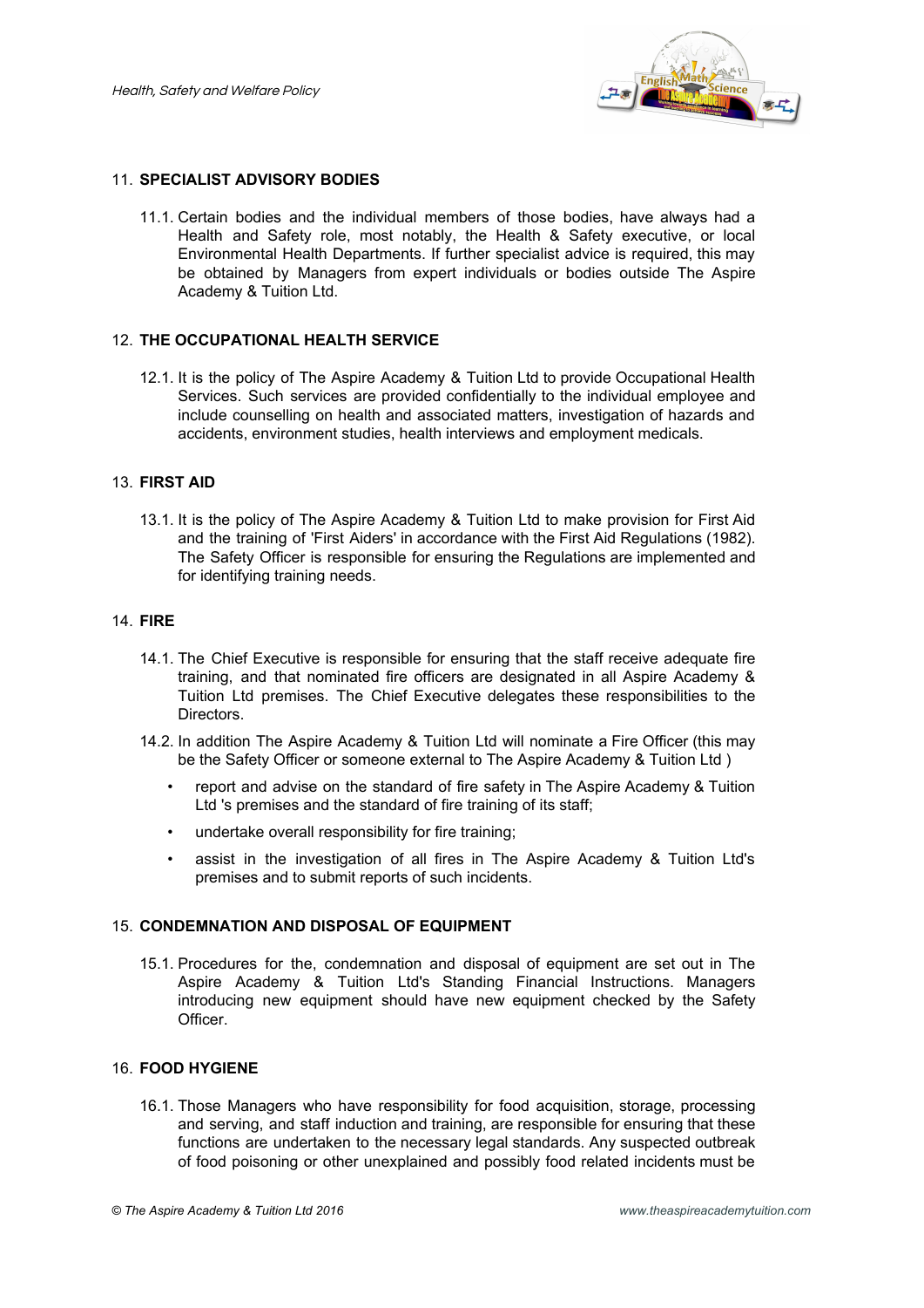## 11. SPECIALIST ADVISORY BODIES

11.1. Certain bodies and the individual members of those bodies, have always had a Health and Safety role, most notably, the Health & Safety executive, or local Environmental Health Departments. If further specialist advice is required, this may be obtained by Managers from expert individuals or bodies outside The Aspire Academy & Tuition Ltd.

## 12. THE OCCUPATIONAL HEALTH SERVICE

12.1. It is the policy of The Aspire Academy & Tuition Ltd to provide Occupational Health Services. Such services are provided confidentially to the individual employee and include counselling on health and associated matters, investigation of hazards and accidents, environment studies, health interviews and employment medicals.

## 13. FIRST AID

13.1. It is the policy of The Aspire Academy & Tuition Ltd to make provision for First Aid and the training of 'First Aiders' in accordance with the First Aid Regulations (1982). The Safety Officer is responsible for ensuring the Regulations are implemented and for identifying training needs.

## 14. FIRE

14.1. The Chief Executive is responsible for ensuring that the staff receive adequate fire training, and that nominated fire officers are designated in all Aspire Academy & Tuition Ltd premises. The Chief Executive delegates these responsibilities to the Directors.

14.2. In addition The Aspire Academy & Tuition Ltd will nominate a Fire Officer (this may be the Safety Officer or someone external to The Aspire Academy & Tuition Ltd )

- report and advise on the standard of fire safety in The Aspire Academy & Tuition Ltd 's premises and the standard of fire training of its staff;
- undertake overall responsibility for fire training;
- assist in the investigation of all fires in The Aspire Academy & Tuition Ltd's premises and to submit reports of such incidents.

## 15. CONDEMNATION AND DISPOSAL OF EQUIPMENT

15.1. Procedures for the, condemnation and disposal of equipment are set out in The Aspire Academy & Tuition Ltd's Standing Financial Instructions. Managers introducing new equipment should have new equipment checked by the Safety Officer.

## 16. FOOD HYGIENE

16.1. Those Managers who have responsibility for food acquisition, storage, processing and serving, and staff induction and training, are responsible for ensuring that these functions are undertaken to the necessary legal standards. Any suspected outbreak of food poisoning or other unexplained and possibly food related incidents must be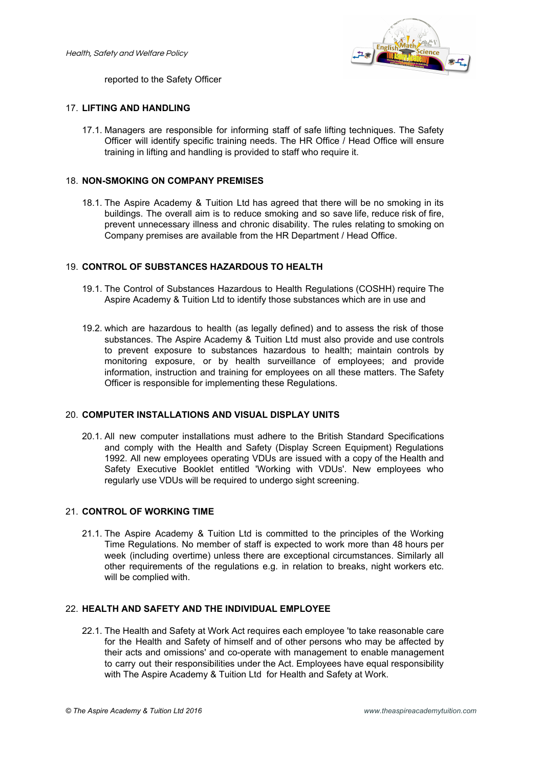reported to the Safety Officer

## 17. LIFTING AND HANDLING

17.1. Managers are responsible for informing staff of safe lifting techniques. The Safety Officer will identify specific training needs. The HR Office / Head Office will ensure training in lifting and handling is provided to staff who require it.

## 18. NON-SMOKING ON COMPANY PREMISES

18.1. The Aspire Academy & Tuition Ltd has agreed that there will be no smoking in its buildings. The overall aim is to reduce smoking and so save life, reduce risk of fire, prevent unnecessary illness and chronic disability. The rules relating to smoking on Company premises are available from the HR Department / Head Office.

## 19. CONTROL OF SUBSTANCES HAZARDOUS TO HEALTH

19.1. The Control of Substances Hazardous to Health Regulations (COSHH) require The Aspire Academy & Tuition Ltd to identify those substances which are in use and

19.2. which are hazardous to health (as legally defined) and to assess the risk of those substances. The Aspire Academy & Tuition Ltd must also provide and use controls to prevent exposure to substances hazardous to health; maintain controls by monitoring exposure, or by health surveillance of employees; and provide information, instruction and training for employees on all these matters. The Safety Officer is responsible for implementing these Regulations.

## 20. COMPUTER INSTALLATIONS AND VISUAL DISPLAY UNITS

20.1. All new computer installations must adhere to the British Standard Specifications and comply with the Health and Safety (Display Screen Equipment) Regulations 1992. All new employees operating VDUs are issued with a copy of the Health and Safety Executive Booklet entitled 'Working with VDUs'. New employees who regularly use VDUs will be required to undergo sight screening.

## 21. CONTROL OF WORKING TIME

21.1. The Aspire Academy & Tuition Ltd is committed to the principles of the Working Time Regulations. No member of staff is expected to work more than 48 hours per week (including overtime) unless there are exceptional circumstances. Similarly all other requirements of the regulations e.g. in relation to breaks, night workers etc. will be complied with.

## 22. HEALTH AND SAFETY AND THE INDIVIDUAL EMPLOYEE

22.1. The Health and Safety at Work Act requires each employee 'to take reasonable care for the Health and Safety of himself and of other persons who may be affected by their acts and omissions' and co-operate with management to enable management to carry out their responsibilities under the Act. Employees have equal responsibility with The Aspire Academy & Tuition Ltd for Health and Safety at Work.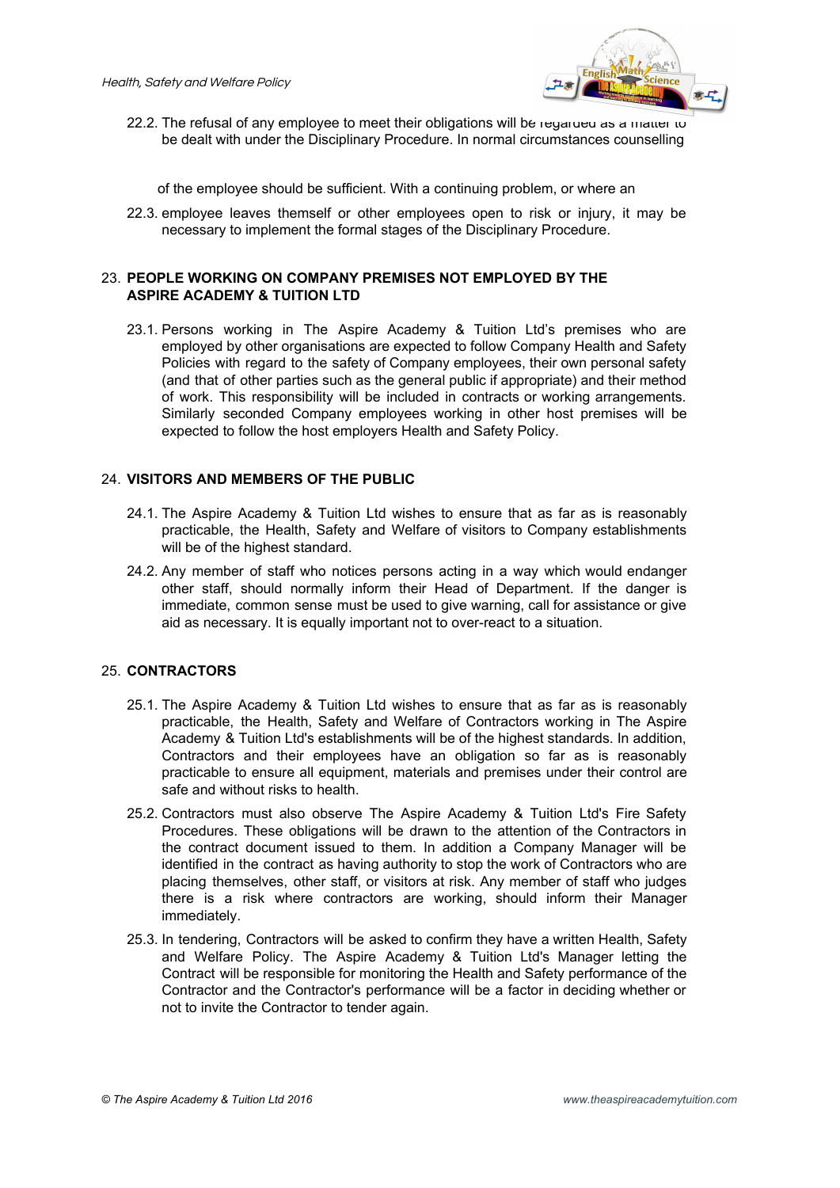22.2. The refusal of any employee to meet their obligations will be regarded as a matter to be dealt with under the Disciplinary Procedure. In normal circumstances counselling

of the employee should be sufficient. With a continuing problem, or where an

22.3. employee leaves themself or other employees open to risk or injury, it may be necessary to implement the formal stages of the Disciplinary Procedure.

## 23. PEOPLE WORKING ON COMPANY PREMISES NOT EMPLOYED BY THE ASPIRE ACADEMY & TUITION LTD

23.1. Persons working in The Aspire Academy & Tuition Ltd's premises who are employed by other organisations are expected to follow Company Health and Safety Policies with regard to the safety of Company employees, their own personal safety (and that of other parties such as the general public if appropriate) and their method of work. This responsibility will be included in contracts or working arrangements. Similarly seconded Company employees working in other host premises will be expected to follow the host employers Health and Safety Policy.

## 24. VISITORS AND MEMBERS OF THE PUBLIC

24.1. The Aspire Academy & Tuition Ltd wishes to ensure that as far as is reasonably practicable, the Health, Safety and Welfare of visitors to Company establishments will be of the highest standard.

24.2. Any member of staff who notices persons acting in a way which would endanger other staff, should normally inform their Head of Department. If the danger is immediate, common sense must be used to give warning, call for assistance or give aid as necessary. It is equally important not to over-react to a situation.

## 25. CONTRACTORS

25.1. The Aspire Academy & Tuition Ltd wishes to ensure that as far as is reasonably practicable, the Health, Safety and Welfare of Contractors working in The Aspire Academy & Tuition Ltd's establishments will be of the highest standards. In addition, Contractors and their employees have an obligation so far as is reasonably practicable to ensure all equipment, materials and premises under their control are safe and without risks to health.

25.2. Contractors must also observe The Aspire Academy & Tuition Ltd's Fire Safety Procedures. These obligations will be drawn to the attention of the Contractors in the contract document issued to them. In addition a Company Manager will be identified in the contract as having authority to stop the work of Contractors who are placing themselves, other staff, or visitors at risk. Any member of staff who judges there is a risk where contractors are working, should inform their Manager immediately.

25.3. In tendering, Contractors will be asked to confirm they have a written Health, Safety and Welfare Policy. The Aspire Academy & Tuition Ltd's Manager letting the Contract will be responsible for monitoring the Health and Safety performance of the Contractor and the Contractor's performance will be a factor in deciding whether or not to invite the Contractor to tender again.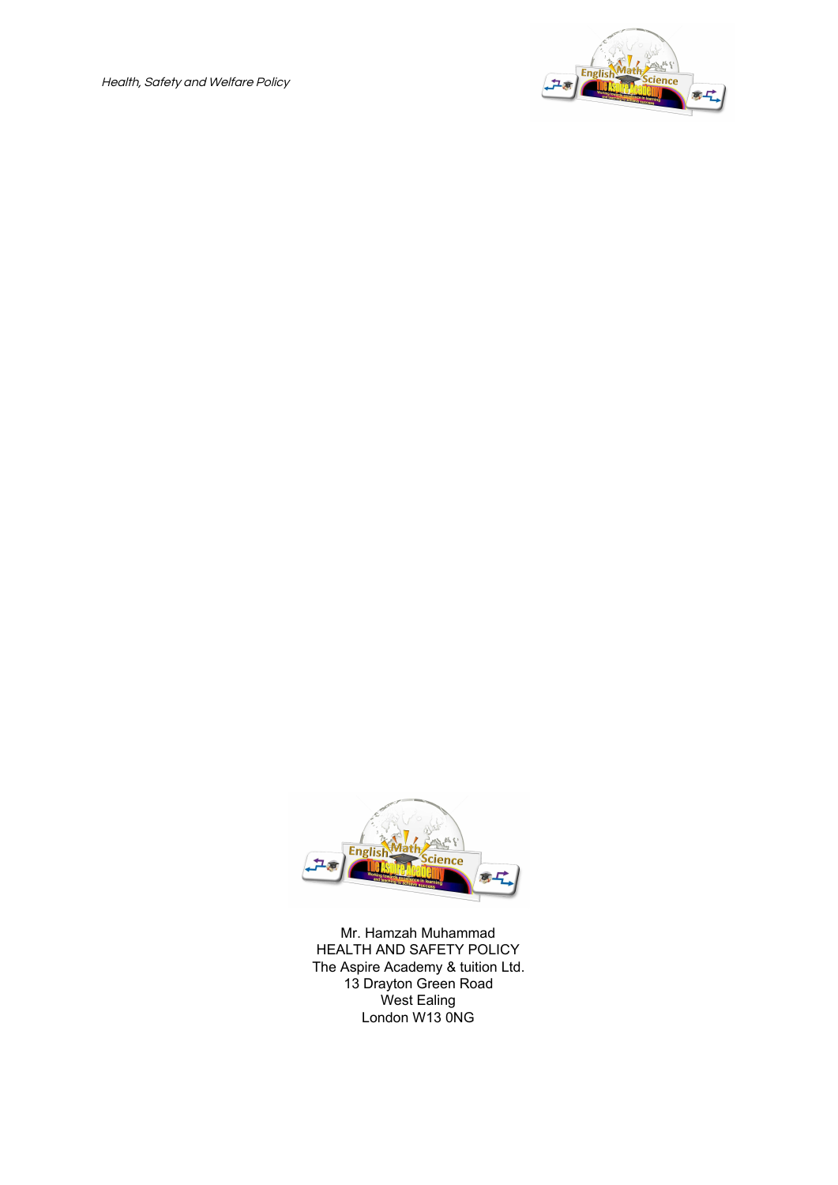Mr. Hamzah Muhammad
HEALTH AND SAFETY POLICY
The Aspire Academy & tuition Ltd.
13 Drayton Green Road
West Ealing
London W13 0NG